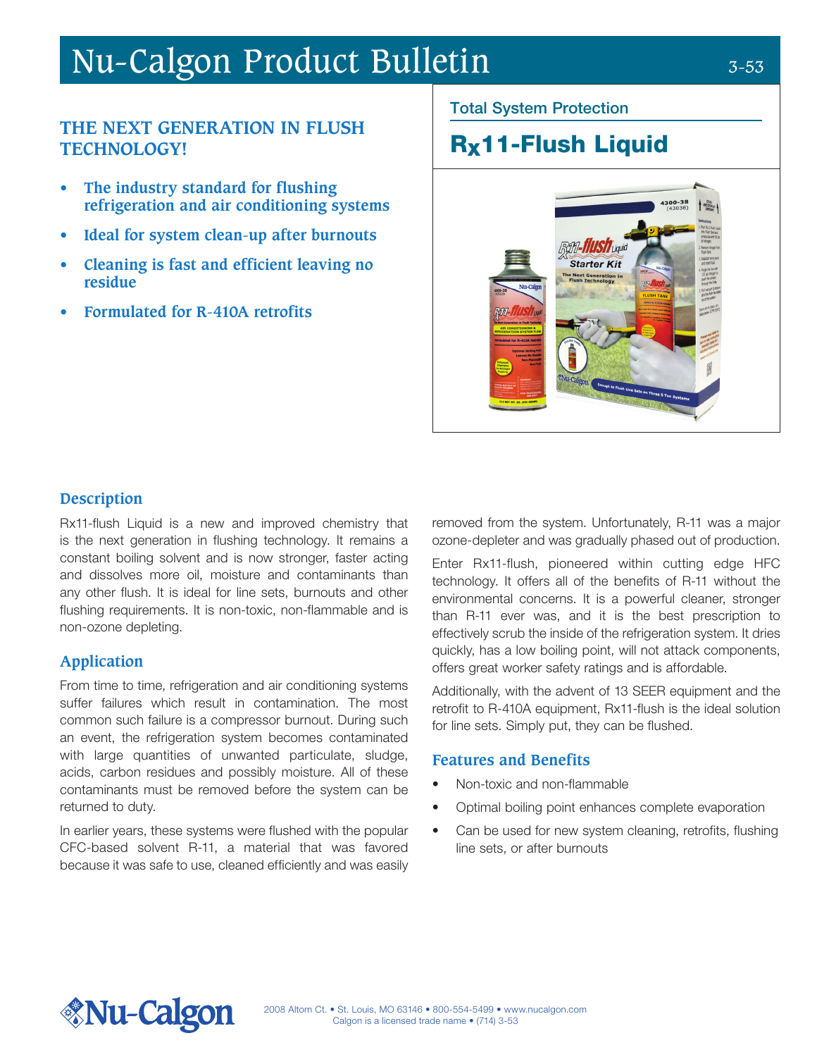# Nu-Calgon Product Bulletin

## THE NEXT GENERATION IN FLUSH TECHNOLOGY!

- **The industry standard for flushing refrigeration and air conditioning systems**
- **Ideal for system clean-up after burnouts**
- **Cleaning is fast and efficient leaving no residue**
- **Formulated for R-410A retrofits**

Total System Protection

# Rx11-Flush Liquid

## Description

Rx11-flush Liquid is a new and improved chemistry that is the next generation in flushing technology. It remains a constant boiling solvent and is now stronger, faster acting and dissolves more oil, moisture and contaminants than any other flush. It is ideal for line sets, burnouts and other flushing requirements. It is non-toxic, non-flammable and is non-ozone depleting.

## Application

From time to time, refrigeration and air conditioning systems suffer failures which result in contamination. The most common such failure is a compressor burnout. During such an event, the refrigeration system becomes contaminated with large quantities of unwanted particulate, sludge, acids, carbon residues and possibly moisture. All of these contaminants must be removed before the system can be returned to duty.

In earlier years, these systems were flushed with the popular CFC-based solvent R-11, a material that was favored because it was safe to use, cleaned efficiently and was easily removed from the system. Unfortunately, R-11 was a major ozone-depleter and was gradually phased out of production.

Enter Rx11-flush, pioneered within cutting edge HFC technology. It offers all of the benefits of R-11 without the environmental concerns. It is a powerful cleaner, stronger than R-11 ever was, and it is the best prescription to effectively scrub the inside of the refrigeration system. It dries quickly, has a low boiling point, will not attack components, offers great worker safety ratings and is affordable.

Additionally, with the advent of 13 SEER equipment and the retrofit to R-410A equipment, Rx11-flush is the ideal solution for line sets. Simply put, they can be flushed.

## Features and Benefits

- Non-toxic and non-flammable
- Optimal boiling point enhances complete evaporation
- Can be used for new system cleaning, retrofits, flushing line sets, or after burnouts

Nu-Calgon

2008 Altom Ct. • St. Louis, MO 63146 • 800-554-5499 • www.nucalgon.com
Calgon is a licensed trade name • (714) 3-53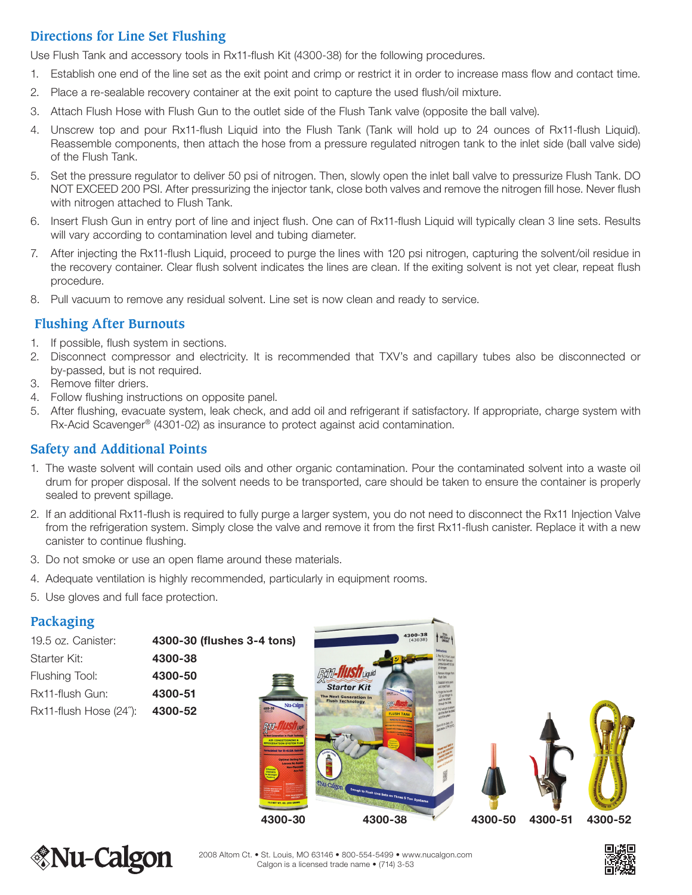## Directions for Line Set Flushing

Use Flush Tank and accessory tools in Rx11-flush Kit (4300-38) for the following procedures.

1. Establish one end of the line set as the exit point and crimp or restrict it in order to increase mass flow and contact time.
2. Place a re-sealable recovery container at the exit point to capture the used flush/oil mixture.
3. Attach Flush Hose with Flush Gun to the outlet side of the Flush Tank valve (opposite the ball valve).
4. Unscrew top and pour Rx11-flush Liquid into the Flush Tank (Tank will hold up to 24 ounces of Rx11-flush Liquid). Reassemble components, then attach the hose from a pressure regulated nitrogen tank to the inlet side (ball valve side) of the Flush Tank.
5. Set the pressure regulator to deliver 50 psi of nitrogen. Then, slowly open the inlet ball valve to pressurize Flush Tank. DO NOT EXCEED 200 PSI. After pressurizing the injector tank, close both valves and remove the nitrogen fill hose. Never flush with nitrogen attached to Flush Tank.
6. Insert Flush Gun in entry port of line and inject flush. One can of Rx11-flush Liquid will typically clean 3 line sets. Results will vary according to contamination level and tubing diameter.
7. After injecting the Rx11-flush Liquid, proceed to purge the lines with 120 psi nitrogen, capturing the solvent/oil residue in the recovery container. Clear flush solvent indicates the lines are clean. If the exiting solvent is not yet clear, repeat flush procedure.
8. Pull vacuum to remove any residual solvent. Line set is now clean and ready to service.

## Flushing After Burnouts

1. If possible, flush system in sections.
2. Disconnect compressor and electricity. It is recommended that TXV's and capillary tubes also be disconnected or by-passed, but is not required.
3. Remove filter driers.
4. Follow flushing instructions on opposite panel.
5. After flushing, evacuate system, leak check, and add oil and refrigerant if satisfactory. If appropriate, charge system with Rx-Acid Scavenger® (4301-02) as insurance to protect against acid contamination.

## Safety and Additional Points

1. The waste solvent will contain used oils and other organic contamination. Pour the contaminated solvent into a waste oil drum for proper disposal. If the solvent needs to be transported, care should be taken to ensure the container is properly sealed to prevent spillage.
2. If an additional Rx11-flush is required to fully purge a larger system, you do not need to disconnect the Rx11 Injection Valve from the refrigeration system. Simply close the valve and remove it from the first Rx11-flush canister. Replace it with a new canister to continue flushing.
3. Do not smoke or use an open flame around these materials.
4. Adequate ventilation is highly recommended, particularly in equipment rooms.
5. Use gloves and full face protection.

## Packaging

| | |
|---|---|
| 19.5 oz. Canister: | **4300-30 (flushes 3-4 tons)** |
| Starter Kit: | **4300-38** |
| Flushing Tool: | **4300-50** |
| Rx11-flush Gun: | **4300-51** |
| Rx11-flush Hose (24˝): | **4300-52** |

**4300-30** **4300-38** **4300-50** **4300-51** **4300-52**

Nu-Calgon

2008 Altom Ct. • St. Louis, MO 63146 • 800-554-5499 • www.nucalgon.com
Calgon is a licensed trade name • (714) 3-53